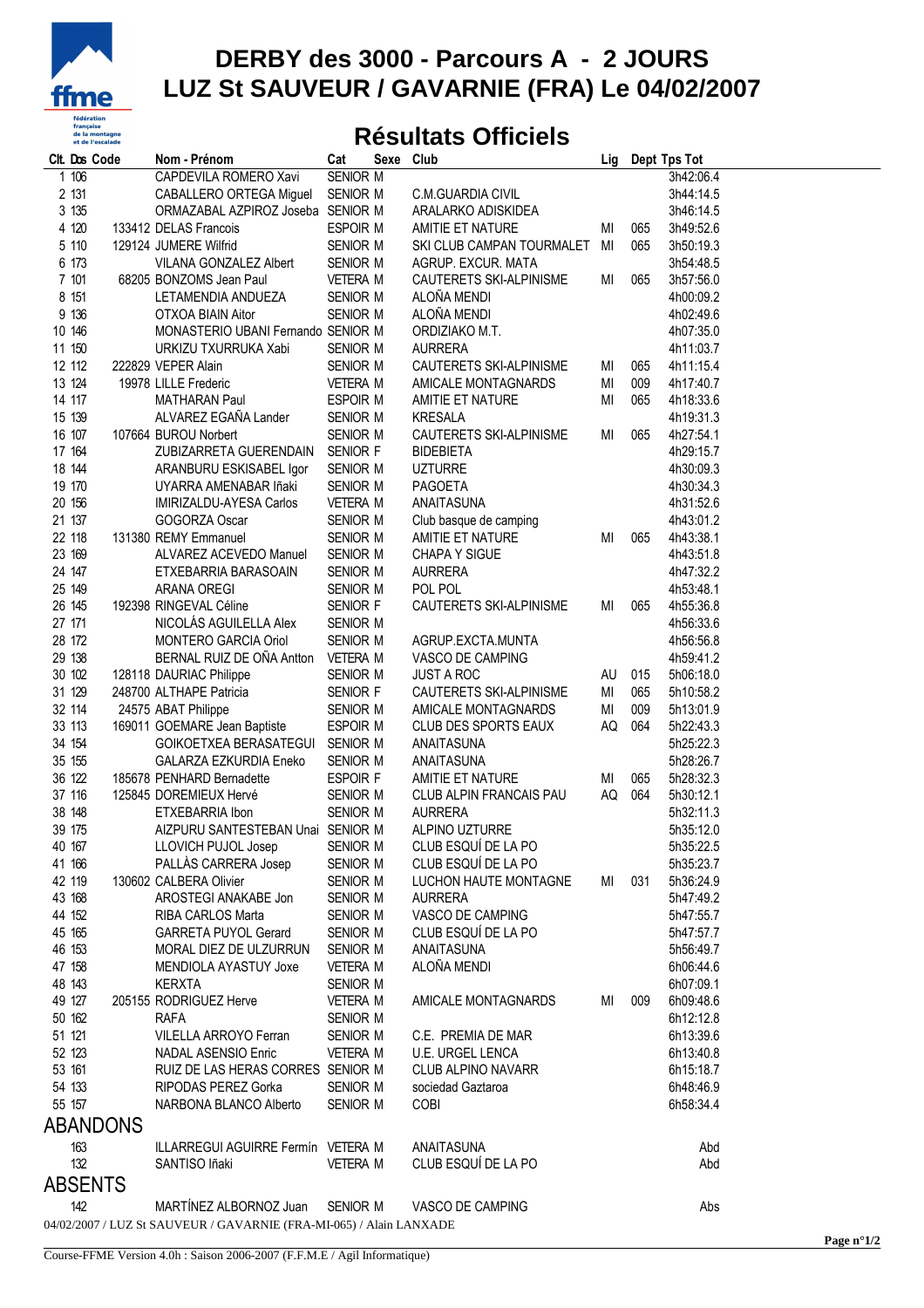# DERBY des 3000 - Parcours A - 2 JOURS
# LUZ St SAUVEUR / GAVARNIE (FRA) Le 04/02/2007

## Résultats Officiels

| Clt. | Dos | Code | Nom - Prénom | Cat | Sexe | Club | Lig | Dept | Tps Tot |
|---|---|---|---|---|---|---|---|---|---|
| 1 | 106 | | CAPDEVILA ROMERO Xavi | SENIOR | M | | | | 3h42:06.4 |
| 2 | 131 | | CABALLERO ORTEGA Miguel | SENIOR | M | C.M.GUARDIA CIVIL | | | 3h44:14.5 |
| 3 | 135 | | ORMAZABAL AZPIROZ Joseba | SENIOR | M | ARALARKO ADISKIDEA | | | 3h46:14.5 |
| 4 | 120 | 133412 | DELAS Francois | ESPOIR | M | AMITIE ET NATURE | MI | 065 | 3h49:52.6 |
| 5 | 110 | 129124 | JUMERE Wilfrid | SENIOR | M | SKI CLUB CAMPAN TOURMALET | MI | 065 | 3h50:19.3 |
| 6 | 173 | | VILANA GONZALEZ Albert | SENIOR | M | AGRUP. EXCUR. MATA | | | 3h54:48.5 |
| 7 | 101 | 68205 | BONZOMS Jean Paul | VETERA | M | CAUTERETS SKI-ALPINISME | MI | 065 | 3h57:56.0 |
| 8 | 151 | | LETAMENDIA ANDUEZA | SENIOR | M | ALOÑA MENDI | | | 4h00:09.2 |
| 9 | 136 | | OTXOA BIAIN Aitor | SENIOR | M | ALOÑA MENDI | | | 4h02:49.6 |
| 10 | 146 | | MONASTERIO UBANI Fernando | SENIOR | M | ORDIZIAKO M.T. | | | 4h07:35.0 |
| 11 | 150 | | URKIZU TXURRUKA Xabi | SENIOR | M | AURRERA | | | 4h11:03.7 |
| 12 | 112 | 222829 | VEPER Alain | SENIOR | M | CAUTERETS SKI-ALPINISME | MI | 065 | 4h11:15.4 |
| 13 | 124 | 19978 | LILLE Frederic | VETERA | M | AMICALE MONTAGNARDS | MI | 009 | 4h17:40.7 |
| 14 | 117 | | MATHARAN Paul | ESPOIR | M | AMITIE ET NATURE | MI | 065 | 4h18:33.6 |
| 15 | 139 | | ALVAREZ EGAÑA Lander | SENIOR | M | KRESALA | | | 4h19:31.3 |
| 16 | 107 | 107664 | BUROU Norbert | SENIOR | M | CAUTERETS SKI-ALPINISME | MI | 065 | 4h27:54.1 |
| 17 | 164 | | ZUBIZARRETA GUERENDAIN | SENIOR | F | BIDEBIETA | | | 4h29:15.7 |
| 18 | 144 | | ARANBURU ESKISABEL Igor | SENIOR | M | UZTURRE | | | 4h30:09.3 |
| 19 | 170 | | UYARRA AMENABAR Iñaki | SENIOR | M | PAGOETA | | | 4h30:34.3 |
| 20 | 156 | | IMIRIZALDU-AYESA Carlos | VETERA | M | ANAITASUNA | | | 4h31:52.6 |
| 21 | 137 | | GOGORZA Oscar | SENIOR | M | Club basque de camping | | | 4h43:01.2 |
| 22 | 118 | 131380 | REMY Emmanuel | SENIOR | M | AMITIE ET NATURE | MI | 065 | 4h43:38.1 |
| 23 | 169 | | ALVAREZ ACEVEDO Manuel | SENIOR | M | CHAPA Y SIGUE | | | 4h43:51.8 |
| 24 | 147 | | ETXEBARRIA BARASOAIN | SENIOR | M | AURRERA | | | 4h47:32.2 |
| 25 | 149 | | ARANA OREGI | SENIOR | M | POL POL | | | 4h53:48.1 |
| 26 | 145 | 192398 | RINGEVAL Céline | SENIOR | F | CAUTERETS SKI-ALPINISME | MI | 065 | 4h55:36.8 |
| 27 | 171 | | NICOLÁS AGUILELLA Alex | SENIOR | M | | | | 4h56:33.6 |
| 28 | 172 | | MONTERO GARCIA Oriol | SENIOR | M | AGRUP.EXCTA.MUNTA | | | 4h56:56.8 |
| 29 | 138 | | BERNAL RUIZ DE OÑA Antton | VETERA | M | VASCO DE CAMPING | | | 4h59:41.2 |
| 30 | 102 | 128118 | DAURIAC Philippe | SENIOR | M | JUST A ROC | AU | 015 | 5h06:18.0 |
| 31 | 129 | 248700 | ALTHAPE Patricia | SENIOR | F | CAUTERETS SKI-ALPINISME | MI | 065 | 5h10:58.2 |
| 32 | 114 | 24575 | ABAT Philippe | SENIOR | M | AMICALE MONTAGNARDS | MI | 009 | 5h13:01.9 |
| 33 | 113 | 169011 | GOEMARE Jean Baptiste | ESPOIR | M | CLUB DES SPORTS EAUX | AQ | 064 | 5h22:43.3 |
| 34 | 154 | | GOIKOETXEA BERASATEGUI | SENIOR | M | ANAITASUNA | | | 5h25:22.3 |
| 35 | 155 | | GALARZA EZKURDIA Eneko | SENIOR | M | ANAITASUNA | | | 5h28:26.7 |
| 36 | 122 | 185678 | PENHARD Bernadette | ESPOIR | F | AMITIE ET NATURE | MI | 065 | 5h28:32.3 |
| 37 | 116 | 125845 | DOREMIEUX Hervé | SENIOR | M | CLUB ALPIN FRANCAIS PAU | AQ | 064 | 5h30:12.1 |
| 38 | 148 | | ETXEBARRIA Ibon | SENIOR | M | AURRERA | | | 5h32:11.3 |
| 39 | 175 | | AIZPURU SANTESTEBAN Unai | SENIOR | M | ALPINO UZTURRE | | | 5h35:12.0 |
| 40 | 167 | | LLOVICH PUJOL Josep | SENIOR | M | CLUB ESQUÍ DE LA PO | | | 5h35:22.5 |
| 41 | 166 | | PALLÀS CARRERA Josep | SENIOR | M | CLUB ESQUÍ DE LA PO | | | 5h35:23.7 |
| 42 | 119 | 130602 | CALBERA Olivier | SENIOR | M | LUCHON HAUTE MONTAGNE | MI | 031 | 5h36:24.9 |
| 43 | 168 | | AROSTEGI ANAKABE Jon | SENIOR | M | AURRERA | | | 5h47:49.2 |
| 44 | 152 | | RIBA CARLOS Marta | SENIOR | M | VASCO DE CAMPING | | | 5h47:55.7 |
| 45 | 165 | | GARRETA PUYOL Gerard | SENIOR | M | CLUB ESQUÍ DE LA PO | | | 5h47:57.7 |
| 46 | 153 | | MORAL DIEZ DE ULZURRUN | SENIOR | M | ANAITASUNA | | | 5h56:49.7 |
| 47 | 158 | | MENDIOLA AYASTUY Joxe | VETERA | M | ALOÑA MENDI | | | 6h06:44.6 |
| 48 | 143 | | KERXTA | SENIOR | M | | | | 6h07:09.1 |
| 49 | 127 | 205155 | RODRIGUEZ Herve | VETERA | M | AMICALE MONTAGNARDS | MI | 009 | 6h09:48.6 |
| 50 | 162 | | RAFA | SENIOR | M | | | | 6h12:12.8 |
| 51 | 121 | | VILELLA ARROYO Ferran | SENIOR | M | C.E. PREMIA DE MAR | | | 6h13:39.6 |
| 52 | 123 | | NADAL ASENSIO Enric | VETERA | M | U.E. URGEL LENCA | | | 6h13:40.8 |
| 53 | 161 | | RUIZ DE LAS HERAS CORRES | SENIOR | M | CLUB ALPINO NAVARR | | | 6h15:18.7 |
| 54 | 133 | | RIPODAS PEREZ Gorka | SENIOR | M | sociedad Gaztaroa | | | 6h48:46.9 |
| 55 | 157 | | NARBONA BLANCO Alberto | SENIOR | M | COBI | | | 6h58:34.4 |

## ABANDONS

| Clt. | Dos | Code | Nom - Prénom | Cat | Sexe | Club | Lig | Dept | Tps Tot |
|---|---|---|---|---|---|---|---|---|---|
| | 163 | | ILLARREGUI AGUIRRE Fermín | VETERA | M | ANAITASUNA | | | Abd |
| | 132 | | SANTISO Iñaki | VETERA | M | CLUB ESQUÍ DE LA PO | | | Abd |

## ABSENTS

| Clt. | Dos | Code | Nom - Prénom | Cat | Sexe | Club | Lig | Dept | Tps Tot |
|---|---|---|---|---|---|---|---|---|---|
| | 142 | | MARTÍNEZ ALBORNOZ Juan | SENIOR | M | VASCO DE CAMPING | | | Abs |

04/02/2007 / LUZ St SAUVEUR / GAVARNIE (FRA-MI-065) / Alain LANXADE

Course-FFME Version 4.0h : Saison 2006-2007 (F.F.M.E / Agil Informatique)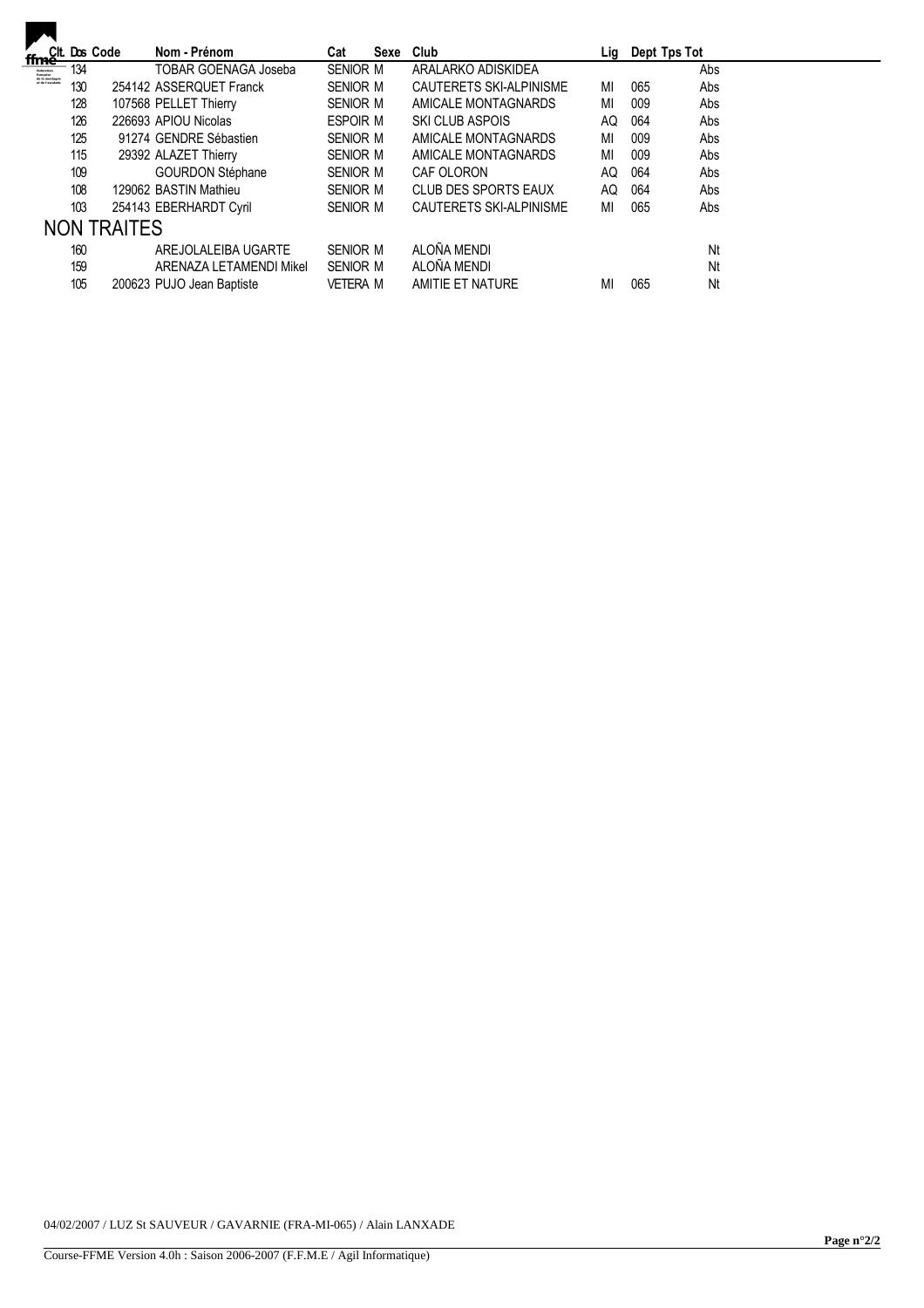| Clt. | Dos | Code | Nom - Prénom | Cat | Sexe | Club | Lig | Dept | Tps Tot |
|---|---|---|---|---|---|---|---|---|---|
| | 134 | | TOBAR GOENAGA Joseba | SENIOR | M | ARALARKO ADISKIDEA | | | Abs |
| | 130 | 254142 | ASSERQUET Franck | SENIOR | M | CAUTERETS SKI-ALPINISME | MI | 065 | Abs |
| | 128 | 107568 | PELLET Thierry | SENIOR | M | AMICALE MONTAGNARDS | MI | 009 | Abs |
| | 126 | 226693 | APIOU Nicolas | ESPOIR | M | SKI CLUB ASPOIS | AQ | 064 | Abs |
| | 125 | 91274 | GENDRE Sébastien | SENIOR | M | AMICALE MONTAGNARDS | MI | 009 | Abs |
| | 115 | 29392 | ALAZET Thierry | SENIOR | M | AMICALE MONTAGNARDS | MI | 009 | Abs |
| | 109 | | GOURDON Stéphane | SENIOR | M | CAF OLORON | AQ | 064 | Abs |
| | 108 | 129062 | BASTIN Mathieu | SENIOR | M | CLUB DES SPORTS EAUX | AQ | 064 | Abs |
| | 103 | 254143 | EBERHARDT Cyril | SENIOR | M | CAUTERETS SKI-ALPINISME | MI | 065 | Abs |

## NON TRAITES

| Clt. | Dos | Code | Nom - Prénom | Cat | Sexe | Club | Lig | Dept | Tps Tot |
|---|---|---|---|---|---|---|---|---|---|
| | 160 | | AREJOLALEIBA UGARTE | SENIOR | M | ALOÑA MENDI | | | Nt |
| | 159 | | ARENAZA LETAMENDI Mikel | SENIOR | M | ALOÑA MENDI | | | Nt |
| | 105 | 200623 | PUJO Jean Baptiste | VETERA | M | AMITIE ET NATURE | MI | 065 | Nt |

04/02/2007 / LUZ St SAUVEUR / GAVARNIE (FRA-MI-065) / Alain LANXADE

Course-FFME Version 4.0h : Saison 2006-2007 (F.F.M.E / Agil Informatique)